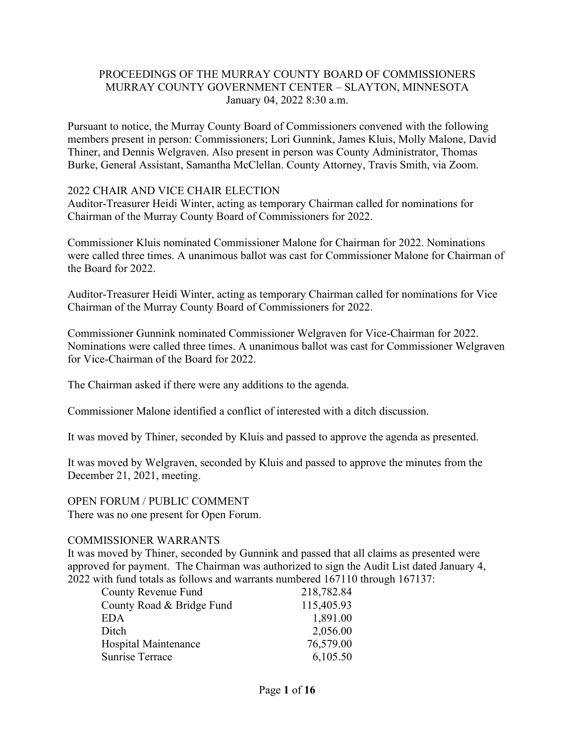# PROCEEDINGS OF THE MURRAY COUNTY BOARD OF COMMISSIONERS
## MURRAY COUNTY GOVERNMENT CENTER – SLAYTON, MINNESOTA
### January 04, 2022 8:30 a.m.

Pursuant to notice, the Murray County Board of Commissioners convened with the following members present in person: Commissioners; Lori Gunnink, James Kluis, Molly Malone, David Thiner, and Dennis Welgraven. Also present in person was County Administrator, Thomas Burke, General Assistant, Samantha McClellan. County Attorney, Travis Smith, via Zoom.

## 2022 CHAIR AND VICE CHAIR ELECTION

Auditor-Treasurer Heidi Winter, acting as temporary Chairman called for nominations for Chairman of the Murray County Board of Commissioners for 2022.

Commissioner Kluis nominated Commissioner Malone for Chairman for 2022. Nominations were called three times. A unanimous ballot was cast for Commissioner Malone for Chairman of the Board for 2022.

Auditor-Treasurer Heidi Winter, acting as temporary Chairman called for nominations for Vice Chairman of the Murray County Board of Commissioners for 2022.

Commissioner Gunnink nominated Commissioner Welgraven for Vice-Chairman for 2022. Nominations were called three times. A unanimous ballot was cast for Commissioner Welgraven for Vice-Chairman of the Board for 2022.

The Chairman asked if there were any additions to the agenda.

Commissioner Malone identified a conflict of interested with a ditch discussion.

It was moved by Thiner, seconded by Kluis and passed to approve the agenda as presented.

It was moved by Welgraven, seconded by Kluis and passed to approve the minutes from the December 21, 2021, meeting.

## OPEN FORUM / PUBLIC COMMENT

There was no one present for Open Forum.

## COMMISSIONER WARRANTS

It was moved by Thiner, seconded by Gunnink and passed that all claims as presented were approved for payment. The Chairman was authorized to sign the Audit List dated January 4, 2022 with fund totals as follows and warrants numbered 167110 through 167137:

| Fund | Amount |
|---|---|
| County Revenue Fund | 218,782.84 |
| County Road & Bridge Fund | 115,405.93 |
| EDA | 1,891.00 |
| Ditch | 2,056.00 |
| Hospital Maintenance | 76,579.00 |
| Sunrise Terrace | 6,105.50 |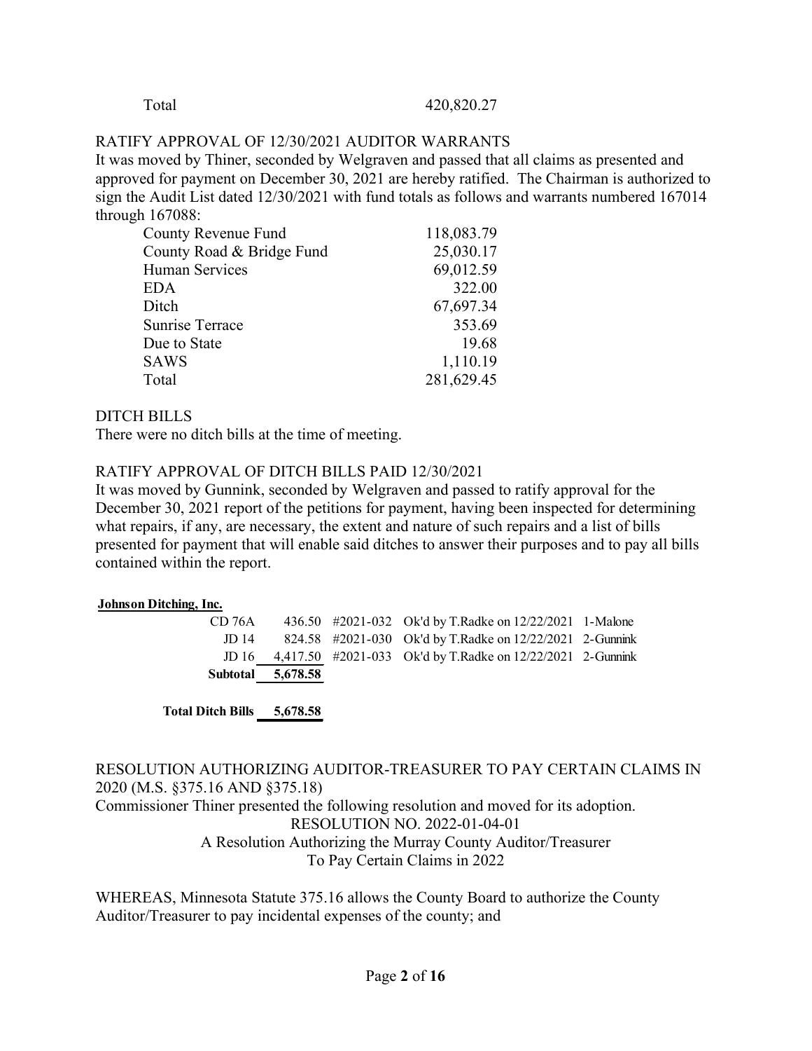| Total | 420,820.27 |
|---|---|

RATIFY APPROVAL OF 12/30/2021 AUDITOR WARRANTS

It was moved by Thiner, seconded by Welgraven and passed that all claims as presented and approved for payment on December 30, 2021 are hereby ratified. The Chairman is authorized to sign the Audit List dated 12/30/2021 with fund totals as follows and warrants numbered 167014 through 167088:

| Fund | Amount |
|---|---|
| County Revenue Fund | 118,083.79 |
| County Road & Bridge Fund | 25,030.17 |
| Human Services | 69,012.59 |
| EDA | 322.00 |
| Ditch | 67,697.34 |
| Sunrise Terrace | 353.69 |
| Due to State | 19.68 |
| SAWS | 1,110.19 |
| Total | 281,629.45 |

DITCH BILLS

There were no ditch bills at the time of meeting.

RATIFY APPROVAL OF DITCH BILLS PAID 12/30/2021

It was moved by Gunnink, seconded by Welgraven and passed to ratify approval for the December 30, 2021 report of the petitions for payment, having been inspected for determining what repairs, if any, are necessary, the extent and nature of such repairs and a list of bills presented for payment that will enable said ditches to answer their purposes and to pay all bills contained within the report.

**Johnson Ditching, Inc.**

| | | | | |
|---|---|---|---|---|
| CD 76A | 436.50 | #2021-032 | Ok'd by T.Radke on 12/22/2021 | 1-Malone |
| JD 14 | 824.58 | #2021-030 | Ok'd by T.Radke on 12/22/2021 | 2-Gunnink |
| JD 16 | 4,417.50 | #2021-033 | Ok'd by T.Radke on 12/22/2021 | 2-Gunnink |
| **Subtotal** | **5,678.58** | | | |
| **Total Ditch Bills** | **5,678.58** | | | |

RESOLUTION AUTHORIZING AUDITOR-TREASURER TO PAY CERTAIN CLAIMS IN 2020 (M.S. §375.16 AND §375.18)

Commissioner Thiner presented the following resolution and moved for its adoption.

RESOLUTION NO. 2022-01-04-01

A Resolution Authorizing the Murray County Auditor/Treasurer To Pay Certain Claims in 2022

WHEREAS, Minnesota Statute 375.16 allows the County Board to authorize the County Auditor/Treasurer to pay incidental expenses of the county; and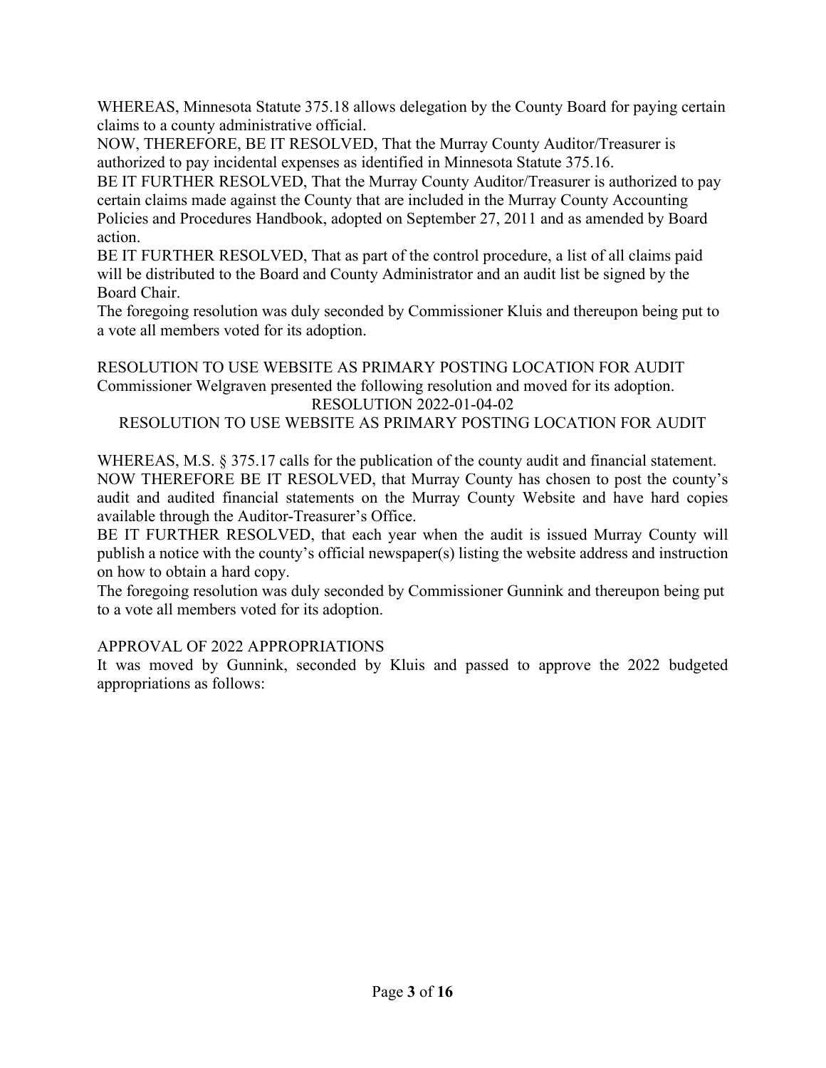WHEREAS, Minnesota Statute 375.18 allows delegation by the County Board for paying certain claims to a county administrative official.

NOW, THEREFORE, BE IT RESOLVED, That the Murray County Auditor/Treasurer is authorized to pay incidental expenses as identified in Minnesota Statute 375.16.

BE IT FURTHER RESOLVED, That the Murray County Auditor/Treasurer is authorized to pay certain claims made against the County that are included in the Murray County Accounting Policies and Procedures Handbook, adopted on September 27, 2011 and as amended by Board action.

BE IT FURTHER RESOLVED, That as part of the control procedure, a list of all claims paid will be distributed to the Board and County Administrator and an audit list be signed by the Board Chair.

The foregoing resolution was duly seconded by Commissioner Kluis and thereupon being put to a vote all members voted for its adoption.

RESOLUTION TO USE WEBSITE AS PRIMARY POSTING LOCATION FOR AUDIT

Commissioner Welgraven presented the following resolution and moved for its adoption.

RESOLUTION 2022-01-04-02

RESOLUTION TO USE WEBSITE AS PRIMARY POSTING LOCATION FOR AUDIT

WHEREAS, M.S. § 375.17 calls for the publication of the county audit and financial statement.

NOW THEREFORE BE IT RESOLVED, that Murray County has chosen to post the county's audit and audited financial statements on the Murray County Website and have hard copies available through the Auditor-Treasurer's Office.

BE IT FURTHER RESOLVED, that each year when the audit is issued Murray County will publish a notice with the county's official newspaper(s) listing the website address and instruction on how to obtain a hard copy.

The foregoing resolution was duly seconded by Commissioner Gunnink and thereupon being put to a vote all members voted for its adoption.

APPROVAL OF 2022 APPROPRIATIONS

It was moved by Gunnink, seconded by Kluis and passed to approve the 2022 budgeted appropriations as follows: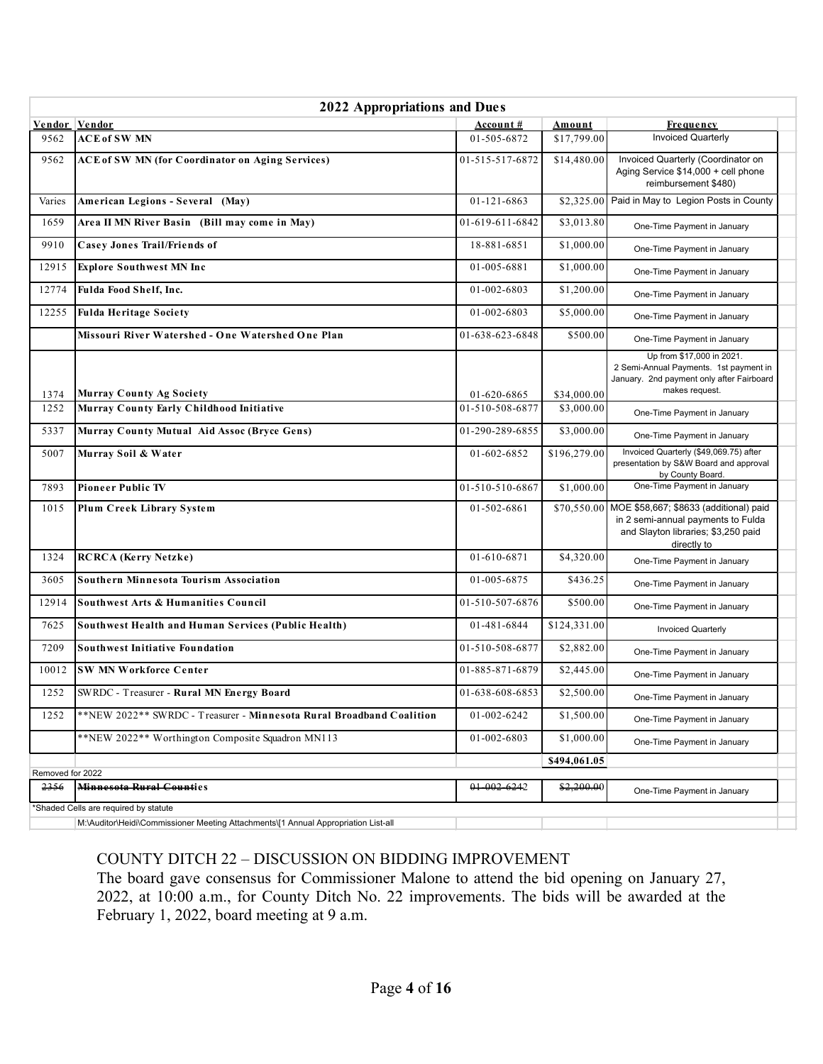| 2022 Appropriations and Dues | | | | |
|---|---|---|---|---|
| **Vendor** | **Vendor** | **Account #** | **Amount** | **Frequency** |
| 9562 | **ACE of SW MN** | 01-505-6872 | $17,799.00 | Invoiced Quarterly |
| 9562 | **ACE of SW MN (for Coordinator on Aging Services)** | 01-515-517-6872 | $14,480.00 | Invoiced Quarterly (Coordinator on Aging Service $14,000 + cell phone reimbursement $480) |
| Varies | **American Legions - Several (May)** | 01-121-6863 | $2,325.00 | Paid in May to Legion Posts in County |
| 1659 | **Area II MN River Basin (Bill may come in May)** | 01-619-611-6842 | $3,013.80 | One-Time Payment in January |
| 9910 | **Casey Jones Trail/Friends of** | 18-881-6851 | $1,000.00 | One-Time Payment in January |
| 12915 | **Explore Southwest MN Inc** | 01-005-6881 | $1,000.00 | One-Time Payment in January |
| 12774 | **Fulda Food Shelf, Inc.** | 01-002-6803 | $1,200.00 | One-Time Payment in January |
| 12255 | **Fulda Heritage Society** | 01-002-6803 | $5,000.00 | One-Time Payment in January |
| | **Missouri River Watershed - One Watershed One Plan** | 01-638-623-6848 | $500.00 | One-Time Payment in January |
| 1374 | **Murray County Ag Society** | 01-620-6865 | $34,000.00 | Up from $17,000 in 2021. 2 Semi-Annual Payments. 1st payment in January. 2nd payment only after Fairboard makes request. |
| 1252 | **Murray County Early Childhood Initiative** | 01-510-508-6877 | $3,000.00 | One-Time Payment in January |
| 5337 | **Murray County Mutual Aid Assoc (Bryce Gens)** | 01-290-289-6855 | $3,000.00 | One-Time Payment in January |
| 5007 | **Murray Soil & Water** | 01-602-6852 | $196,279.00 | Invoiced Quarterly ($49,069.75) after presentation by S&W Board and approval by County Board. |
| 7893 | **Pioneer Public TV** | 01-510-510-6867 | $1,000.00 | One-Time Payment in January |
| 1015 | **Plum Creek Library System** | 01-502-6861 | $70,550.00 | MOE $58,667; $8633 (additional) paid in 2 semi-annual payments to Fulda and Slayton libraries; $3,250 paid directly to |
| 1324 | **RCRCA (Kerry Netzke)** | 01-610-6871 | $4,320.00 | One-Time Payment in January |
| 3605 | **Southern Minnesota Tourism Association** | 01-005-6875 | $436.25 | One-Time Payment in January |
| 12914 | **Southwest Arts & Humanities Council** | 01-510-507-6876 | $500.00 | One-Time Payment in January |
| 7625 | **Southwest Health and Human Services (Public Health)** | 01-481-6844 | $124,331.00 | Invoiced Quarterly |
| 7209 | **Southwest Initiative Foundation** | 01-510-508-6877 | $2,882.00 | One-Time Payment in January |
| 10012 | **SW MN Workforce Center** | 01-885-871-6879 | $2,445.00 | One-Time Payment in January |
| 1252 | SWRDC - Treasurer - **Rural MN Energy Board** | 01-638-608-6853 | $2,500.00 | One-Time Payment in January |
| 1252 | **NEW 2022** SWRDC - Treasurer - **Minnesota Rural Broadband Coalition** | 01-002-6242 | $1,500.00 | One-Time Payment in January |
| | **NEW 2022** Worthington Composite Squadron MN113 | 01-002-6803 | $1,000.00 | One-Time Payment in January |
| | | | **$494,061.05** | |
| Removed for 2022 | | | | |
| ~~2356~~ | ~~**Minnesota Rural Counties**~~ | ~~01-002-6242~~ | ~~$2,200.00~~ | One-Time Payment in January |
| *Shaded Cells are required by statute | | | | |
| | M:\Auditor\Heidi\Commissioner Meeting Attachments\[1 Annual Appropriation List-all | | | |

COUNTY DITCH 22 – DISCUSSION ON BIDDING IMPROVEMENT

The board gave consensus for Commissioner Malone to attend the bid opening on January 27, 2022, at 10:00 a.m., for County Ditch No. 22 improvements. The bids will be awarded at the February 1, 2022, board meeting at 9 a.m.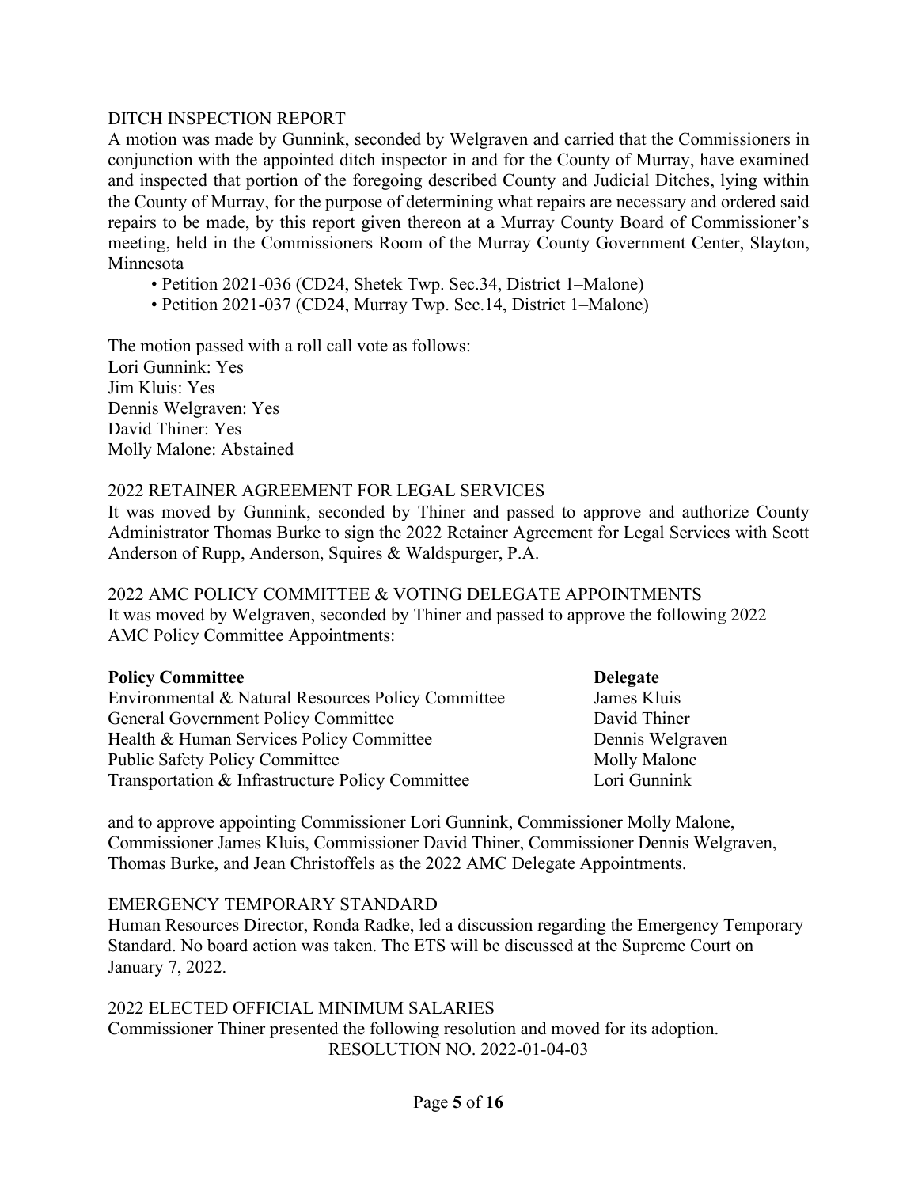DITCH INSPECTION REPORT

A motion was made by Gunnink, seconded by Welgraven and carried that the Commissioners in conjunction with the appointed ditch inspector in and for the County of Murray, have examined and inspected that portion of the foregoing described County and Judicial Ditches, lying within the County of Murray, for the purpose of determining what repairs are necessary and ordered said repairs to be made, by this report given thereon at a Murray County Board of Commissioner's meeting, held in the Commissioners Room of the Murray County Government Center, Slayton, Minnesota

- Petition 2021-036 (CD24, Shetek Twp. Sec.34, District 1–Malone)
- Petition 2021-037 (CD24, Murray Twp. Sec.14, District 1–Malone)

The motion passed with a roll call vote as follows:
Lori Gunnink: Yes
Jim Kluis: Yes
Dennis Welgraven: Yes
David Thiner: Yes
Molly Malone: Abstained

2022 RETAINER AGREEMENT FOR LEGAL SERVICES

It was moved by Gunnink, seconded by Thiner and passed to approve and authorize County Administrator Thomas Burke to sign the 2022 Retainer Agreement for Legal Services with Scott Anderson of Rupp, Anderson, Squires & Waldspurger, P.A.

2022 AMC POLICY COMMITTEE & VOTING DELEGATE APPOINTMENTS

It was moved by Welgraven, seconded by Thiner and passed to approve the following 2022 AMC Policy Committee Appointments:

| **Policy Committee** | **Delegate** |
|---|---|
| Environmental & Natural Resources Policy Committee | James Kluis |
| General Government Policy Committee | David Thiner |
| Health & Human Services Policy Committee | Dennis Welgraven |
| Public Safety Policy Committee | Molly Malone |
| Transportation & Infrastructure Policy Committee | Lori Gunnink |

and to approve appointing Commissioner Lori Gunnink, Commissioner Molly Malone, Commissioner James Kluis, Commissioner David Thiner, Commissioner Dennis Welgraven, Thomas Burke, and Jean Christoffels as the 2022 AMC Delegate Appointments.

EMERGENCY TEMPORARY STANDARD

Human Resources Director, Ronda Radke, led a discussion regarding the Emergency Temporary Standard. No board action was taken. The ETS will be discussed at the Supreme Court on January 7, 2022.

2022 ELECTED OFFICIAL MINIMUM SALARIES

Commissioner Thiner presented the following resolution and moved for its adoption.

RESOLUTION NO. 2022-01-04-03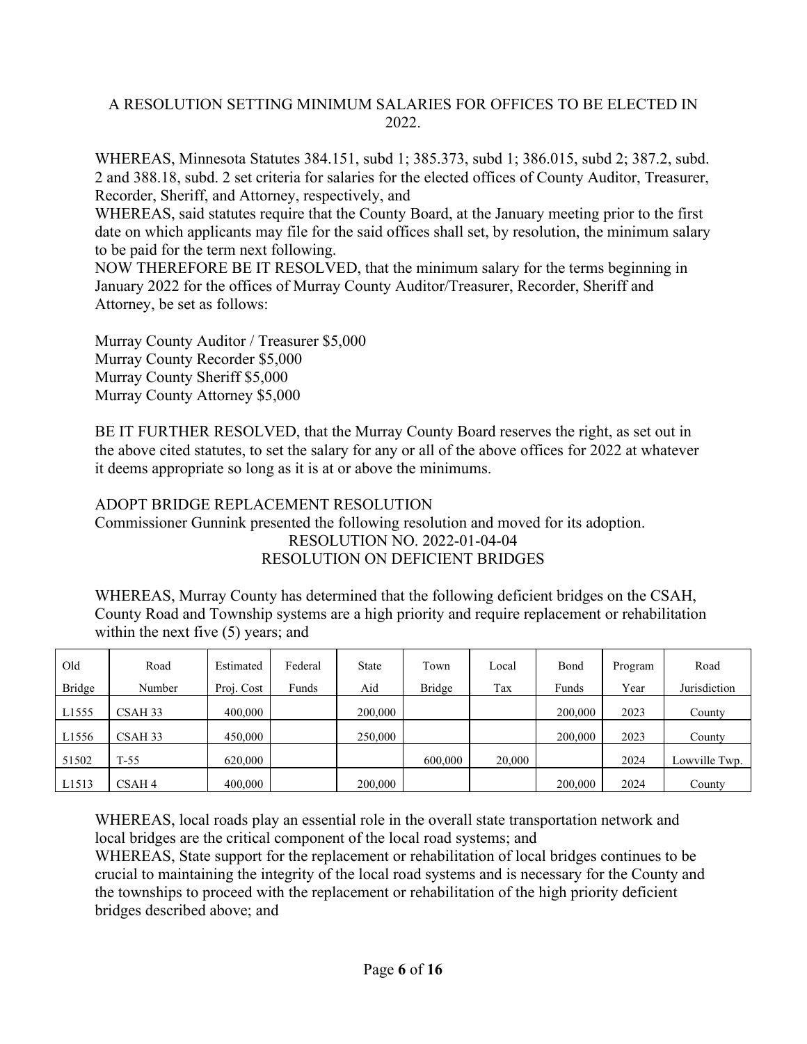A RESOLUTION SETTING MINIMUM SALARIES FOR OFFICES TO BE ELECTED IN 2022.

WHEREAS, Minnesota Statutes 384.151, subd 1; 385.373, subd 1; 386.015, subd 2; 387.2, subd. 2 and 388.18, subd. 2 set criteria for salaries for the elected offices of County Auditor, Treasurer, Recorder, Sheriff, and Attorney, respectively, and
WHEREAS, said statutes require that the County Board, at the January meeting prior to the first date on which applicants may file for the said offices shall set, by resolution, the minimum salary to be paid for the term next following.
NOW THEREFORE BE IT RESOLVED, that the minimum salary for the terms beginning in January 2022 for the offices of Murray County Auditor/Treasurer, Recorder, Sheriff and Attorney, be set as follows:

Murray County Auditor / Treasurer $5,000
Murray County Recorder $5,000
Murray County Sheriff $5,000
Murray County Attorney $5,000

BE IT FURTHER RESOLVED, that the Murray County Board reserves the right, as set out in the above cited statutes, to set the salary for any or all of the above offices for 2022 at whatever it deems appropriate so long as it is at or above the minimums.

ADOPT BRIDGE REPLACEMENT RESOLUTION
Commissioner Gunnink presented the following resolution and moved for its adoption.

RESOLUTION NO. 2022-01-04-04
RESOLUTION ON DEFICIENT BRIDGES

WHEREAS, Murray County has determined that the following deficient bridges on the CSAH, County Road and Township systems are a high priority and require replacement or rehabilitation within the next five (5) years; and

| Old Bridge | Road Number | Estimated Proj. Cost | Federal Funds | State Aid | Town Bridge | Local Tax | Bond Funds | Program Year | Road Jurisdiction |
|---|---|---|---|---|---|---|---|---|---|
| L1555 | CSAH 33 | 400,000 | | 200,000 | | | 200,000 | 2023 | County |
| L1556 | CSAH 33 | 450,000 | | 250,000 | | | 200,000 | 2023 | County |
| 51502 | T-55 | 620,000 | | | 600,000 | 20,000 | | 2024 | Lowville Twp. |
| L1513 | CSAH 4 | 400,000 | | 200,000 | | | 200,000 | 2024 | County |

WHEREAS, local roads play an essential role in the overall state transportation network and local bridges are the critical component of the local road systems; and
WHEREAS, State support for the replacement or rehabilitation of local bridges continues to be crucial to maintaining the integrity of the local road systems and is necessary for the County and the townships to proceed with the replacement or rehabilitation of the high priority deficient bridges described above; and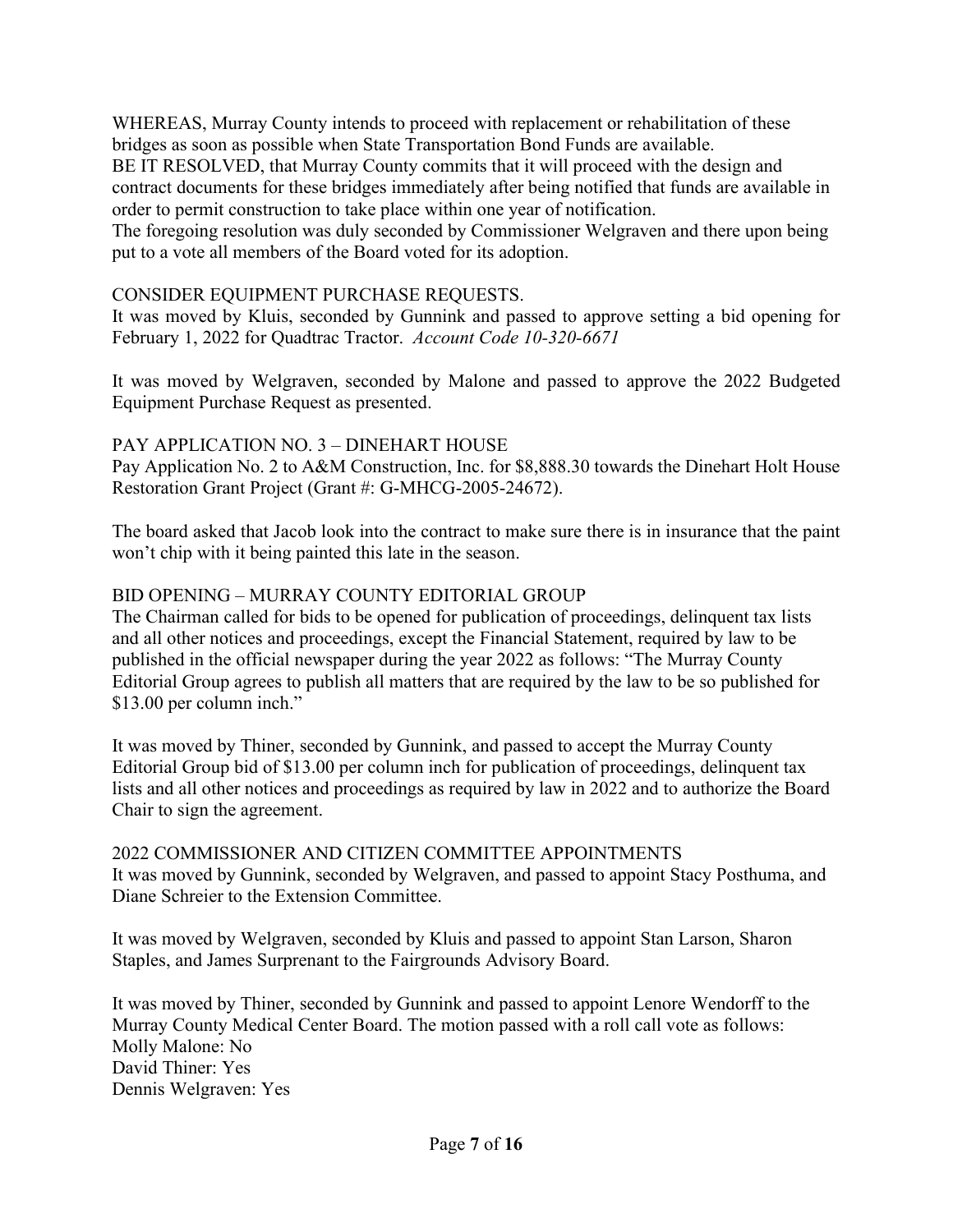WHEREAS, Murray County intends to proceed with replacement or rehabilitation of these bridges as soon as possible when State Transportation Bond Funds are available.
BE IT RESOLVED, that Murray County commits that it will proceed with the design and contract documents for these bridges immediately after being notified that funds are available in order to permit construction to take place within one year of notification.
The foregoing resolution was duly seconded by Commissioner Welgraven and there upon being put to a vote all members of the Board voted for its adoption.

CONSIDER EQUIPMENT PURCHASE REQUESTS.
It was moved by Kluis, seconded by Gunnink and passed to approve setting a bid opening for February 1, 2022 for Quadtrac Tractor. *Account Code 10-320-6671*

It was moved by Welgraven, seconded by Malone and passed to approve the 2022 Budgeted Equipment Purchase Request as presented.

PAY APPLICATION NO. 3 – DINEHART HOUSE
Pay Application No. 2 to A&M Construction, Inc. for $8,888.30 towards the Dinehart Holt House Restoration Grant Project (Grant #: G-MHCG-2005-24672).

The board asked that Jacob look into the contract to make sure there is in insurance that the paint won't chip with it being painted this late in the season.

BID OPENING – MURRAY COUNTY EDITORIAL GROUP
The Chairman called for bids to be opened for publication of proceedings, delinquent tax lists and all other notices and proceedings, except the Financial Statement, required by law to be published in the official newspaper during the year 2022 as follows: "The Murray County Editorial Group agrees to publish all matters that are required by the law to be so published for $13.00 per column inch."

It was moved by Thiner, seconded by Gunnink, and passed to accept the Murray County Editorial Group bid of $13.00 per column inch for publication of proceedings, delinquent tax lists and all other notices and proceedings as required by law in 2022 and to authorize the Board Chair to sign the agreement.

2022 COMMISSIONER AND CITIZEN COMMITTEE APPOINTMENTS
It was moved by Gunnink, seconded by Welgraven, and passed to appoint Stacy Posthuma, and Diane Schreier to the Extension Committee.

It was moved by Welgraven, seconded by Kluis and passed to appoint Stan Larson, Sharon Staples, and James Surprenant to the Fairgrounds Advisory Board.

It was moved by Thiner, seconded by Gunnink and passed to appoint Lenore Wendorff to the Murray County Medical Center Board. The motion passed with a roll call vote as follows:
Molly Malone: No
David Thiner: Yes
Dennis Welgraven: Yes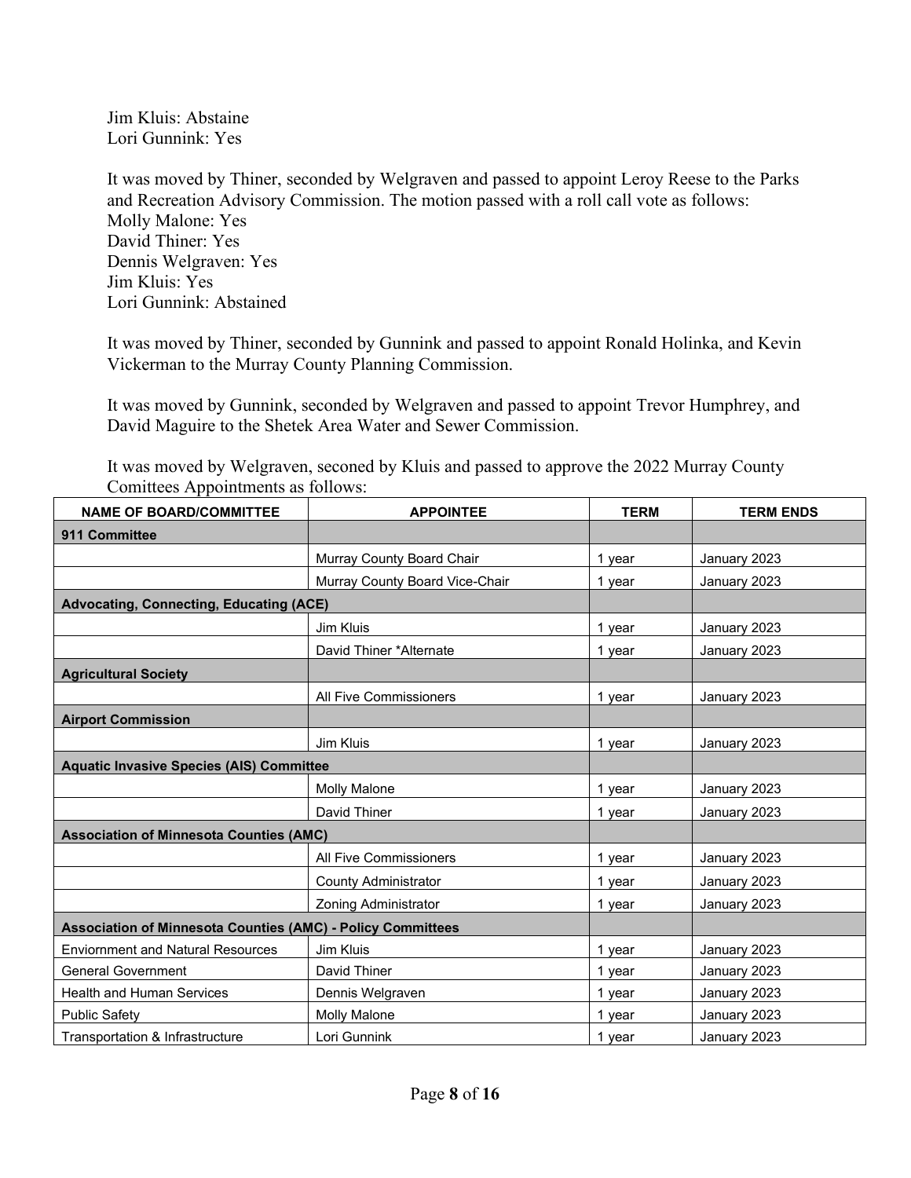Jim Kluis: Abstaine
Lori Gunnink: Yes

It was moved by Thiner, seconded by Welgraven and passed to appoint Leroy Reese to the Parks and Recreation Advisory Commission. The motion passed with a roll call vote as follows:
Molly Malone: Yes
David Thiner: Yes
Dennis Welgraven: Yes
Jim Kluis: Yes
Lori Gunnink: Abstained

It was moved by Thiner, seconded by Gunnink and passed to appoint Ronald Holinka, and Kevin Vickerman to the Murray County Planning Commission.

It was moved by Gunnink, seconded by Welgraven and passed to appoint Trevor Humphrey, and David Maguire to the Shetek Area Water and Sewer Commission.

It was moved by Welgraven, seconed by Kluis and passed to approve the 2022 Murray County Comittees Appointments as follows:

| NAME OF BOARD/COMMITTEE | APPOINTEE | TERM | TERM ENDS |
|---|---|---|---|
| **911 Committee** | | | |
| | Murray County Board Chair | 1 year | January 2023 |
| | Murray County Board Vice-Chair | 1 year | January 2023 |
| **Advocating, Connecting, Educating (ACE)** | | | |
| | Jim Kluis | 1 year | January 2023 |
| | David Thiner *Alternate | 1 year | January 2023 |
| **Agricultural Society** | | | |
| | All Five Commissioners | 1 year | January 2023 |
| **Airport Commission** | | | |
| | Jim Kluis | 1 year | January 2023 |
| **Aquatic Invasive Species (AIS) Committee** | | | |
| | Molly Malone | 1 year | January 2023 |
| | David Thiner | 1 year | January 2023 |
| **Association of Minnesota Counties (AMC)** | | | |
| | All Five Commissioners | 1 year | January 2023 |
| | County Administrator | 1 year | January 2023 |
| | Zoning Administrator | 1 year | January 2023 |
| **Association of Minnesota Counties (AMC) - Policy Committees** | | | |
| Enviornment and Natural Resources | Jim Kluis | 1 year | January 2023 |
| General Government | David Thiner | 1 year | January 2023 |
| Health and Human Services | Dennis Welgraven | 1 year | January 2023 |
| Public Safety | Molly Malone | 1 year | January 2023 |
| Transportation & Infrastructure | Lori Gunnink | 1 year | January 2023 |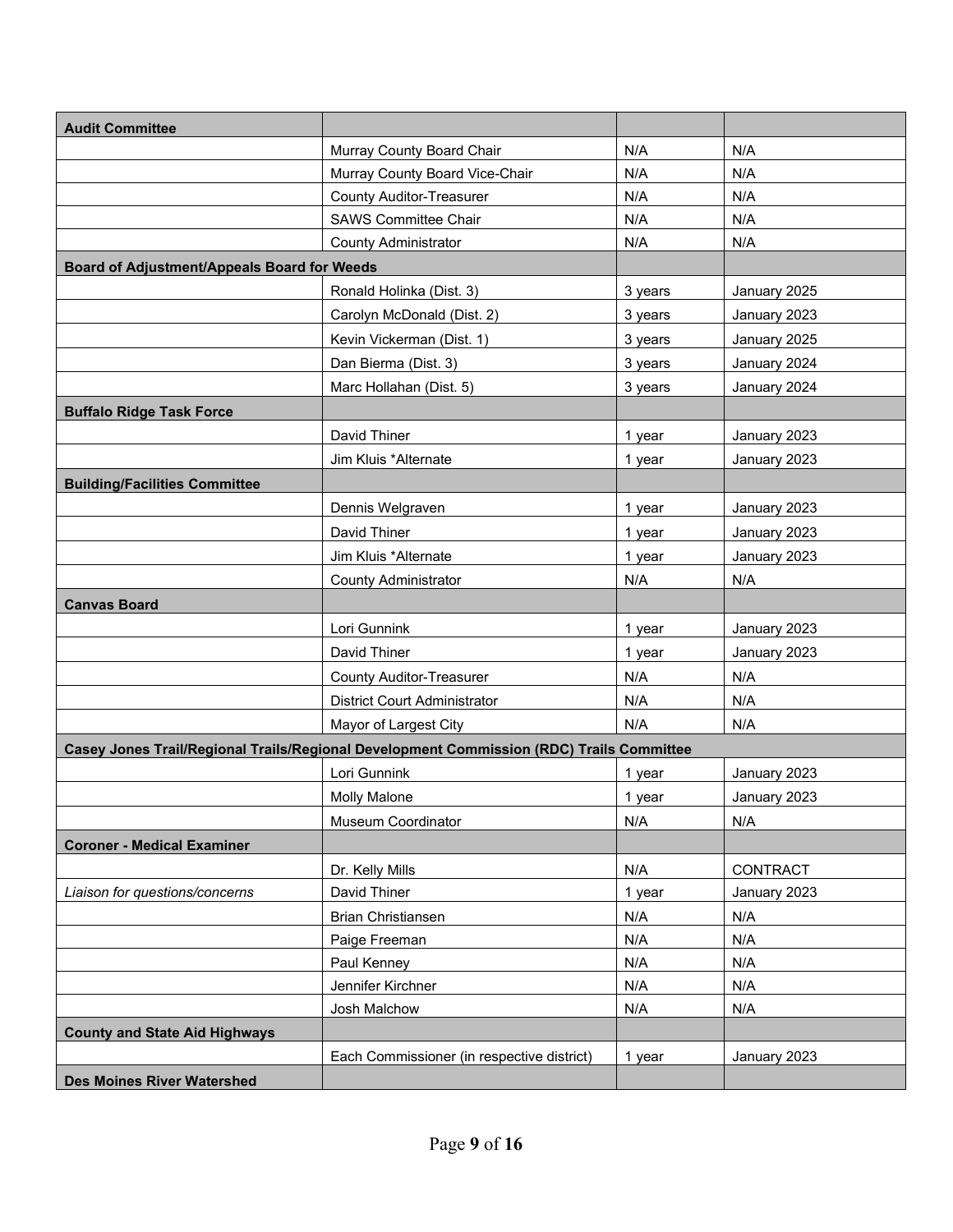| | | | |
|---|---|---|---|
| **Audit Committee** | | | |
| | Murray County Board Chair | N/A | N/A |
| | Murray County Board Vice-Chair | N/A | N/A |
| | County Auditor-Treasurer | N/A | N/A |
| | SAWS Committee Chair | N/A | N/A |
| | County Administrator | N/A | N/A |
| **Board of Adjustment/Appeals Board for Weeds** | | | |
| | Ronald Holinka (Dist. 3) | 3 years | January 2025 |
| | Carolyn McDonald (Dist. 2) | 3 years | January 2023 |
| | Kevin Vickerman (Dist. 1) | 3 years | January 2025 |
| | Dan Bierma (Dist. 3) | 3 years | January 2024 |
| | Marc Hollahan (Dist. 5) | 3 years | January 2024 |
| **Buffalo Ridge Task Force** | | | |
| | David Thiner | 1 year | January 2023 |
| | Jim Kluis *Alternate | 1 year | January 2023 |
| **Building/Facilities Committee** | | | |
| | Dennis Welgraven | 1 year | January 2023 |
| | David Thiner | 1 year | January 2023 |
| | Jim Kluis *Alternate | 1 year | January 2023 |
| | County Administrator | N/A | N/A |
| **Canvas Board** | | | |
| | Lori Gunnink | 1 year | January 2023 |
| | David Thiner | 1 year | January 2023 |
| | County Auditor-Treasurer | N/A | N/A |
| | District Court Administrator | N/A | N/A |
| | Mayor of Largest City | N/A | N/A |
| **Casey Jones Trail/Regional Trails/Regional Development Commission (RDC) Trails Committee** | | | |
| | Lori Gunnink | 1 year | January 2023 |
| | Molly Malone | 1 year | January 2023 |
| | Museum Coordinator | N/A | N/A |
| **Coroner - Medical Examiner** | | | |
| | Dr. Kelly Mills | N/A | CONTRACT |
| *Liaison for questions/concerns* | David Thiner | 1 year | January 2023 |
| | Brian Christiansen | N/A | N/A |
| | Paige Freeman | N/A | N/A |
| | Paul Kenney | N/A | N/A |
| | Jennifer Kirchner | N/A | N/A |
| | Josh Malchow | N/A | N/A |
| **County and State Aid Highways** | | | |
| | Each Commissioner (in respective district) | 1 year | January 2023 |
| **Des Moines River Watershed** | | | |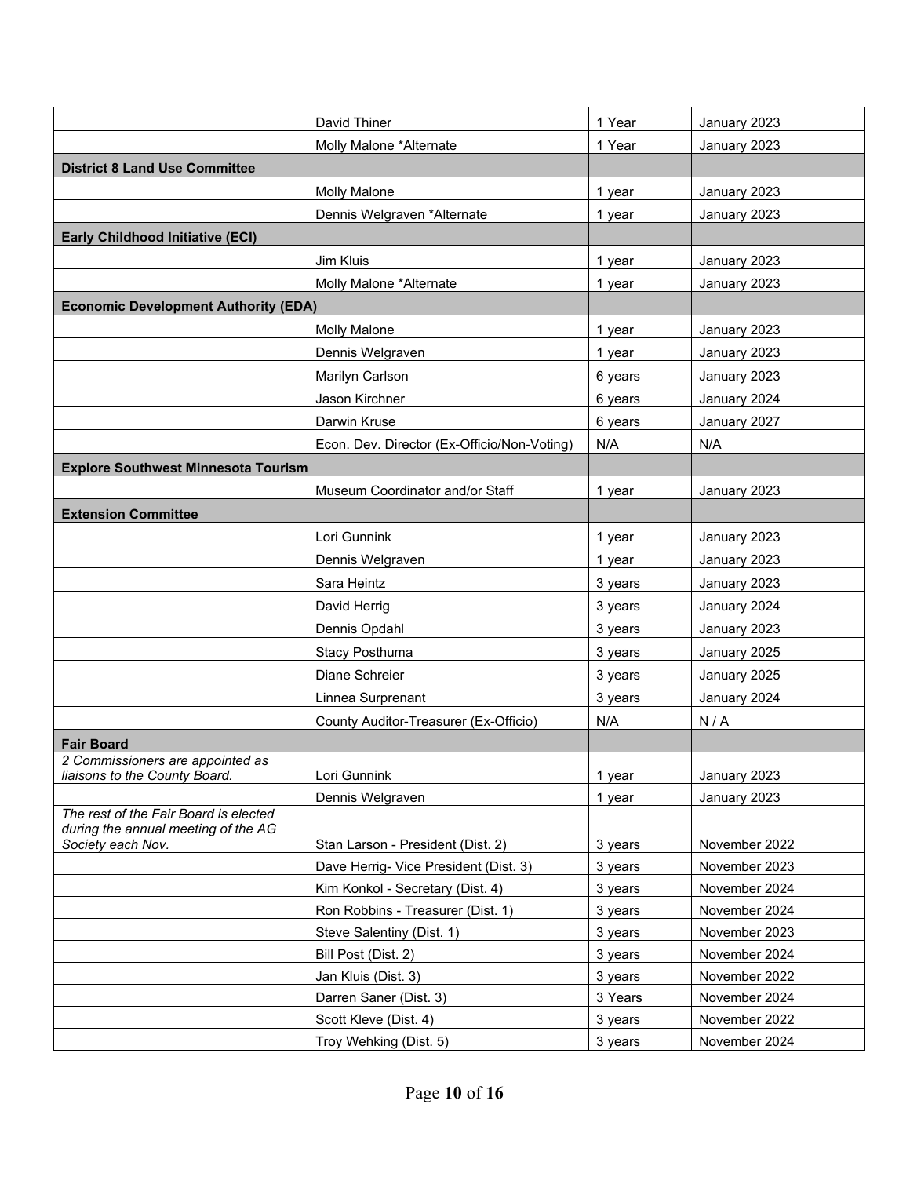| | | | |
|---|---|---|---|
| | David Thiner | 1 Year | January 2023 |
| | Molly Malone *Alternate | 1 Year | January 2023 |
| **District 8 Land Use Committee** | | | |
| | Molly Malone | 1 year | January 2023 |
| | Dennis Welgraven *Alternate | 1 year | January 2023 |
| **Early Childhood Initiative (ECI)** | | | |
| | Jim Kluis | 1 year | January 2023 |
| | Molly Malone *Alternate | 1 year | January 2023 |
| **Economic Development Authority (EDA)** | | | |
| | Molly Malone | 1 year | January 2023 |
| | Dennis Welgraven | 1 year | January 2023 |
| | Marilyn Carlson | 6 years | January 2023 |
| | Jason Kirchner | 6 years | January 2024 |
| | Darwin Kruse | 6 years | January 2027 |
| | Econ. Dev. Director (Ex-Officio/Non-Voting) | N/A | N/A |
| **Explore Southwest Minnesota Tourism** | | | |
| | Museum Coordinator and/or Staff | 1 year | January 2023 |
| **Extension Committee** | | | |
| | Lori Gunnink | 1 year | January 2023 |
| | Dennis Welgraven | 1 year | January 2023 |
| | Sara Heintz | 3 years | January 2023 |
| | David Herrig | 3 years | January 2024 |
| | Dennis Opdahl | 3 years | January 2023 |
| | Stacy Posthuma | 3 years | January 2025 |
| | Diane Schreier | 3 years | January 2025 |
| | Linnea Surprenant | 3 years | January 2024 |
| | County Auditor-Treasurer (Ex-Officio) | N/A | N / A |
| **Fair Board** | | | |
| *2 Commissioners are appointed as liaisons to the County Board.* | Lori Gunnink | 1 year | January 2023 |
| | Dennis Welgraven | 1 year | January 2023 |
| *The rest of the Fair Board is elected during the annual meeting of the AG Society each Nov.* | Stan Larson - President (Dist. 2) | 3 years | November 2022 |
| | Dave Herrig- Vice President (Dist. 3) | 3 years | November 2023 |
| | Kim Konkol - Secretary (Dist. 4) | 3 years | November 2024 |
| | Ron Robbins - Treasurer (Dist. 1) | 3 years | November 2024 |
| | Steve Salentiny (Dist. 1) | 3 years | November 2023 |
| | Bill Post (Dist. 2) | 3 years | November 2024 |
| | Jan Kluis (Dist. 3) | 3 years | November 2022 |
| | Darren Saner (Dist. 3) | 3 Years | November 2024 |
| | Scott Kleve (Dist. 4) | 3 years | November 2022 |
| | Troy Wehking (Dist. 5) | 3 years | November 2024 |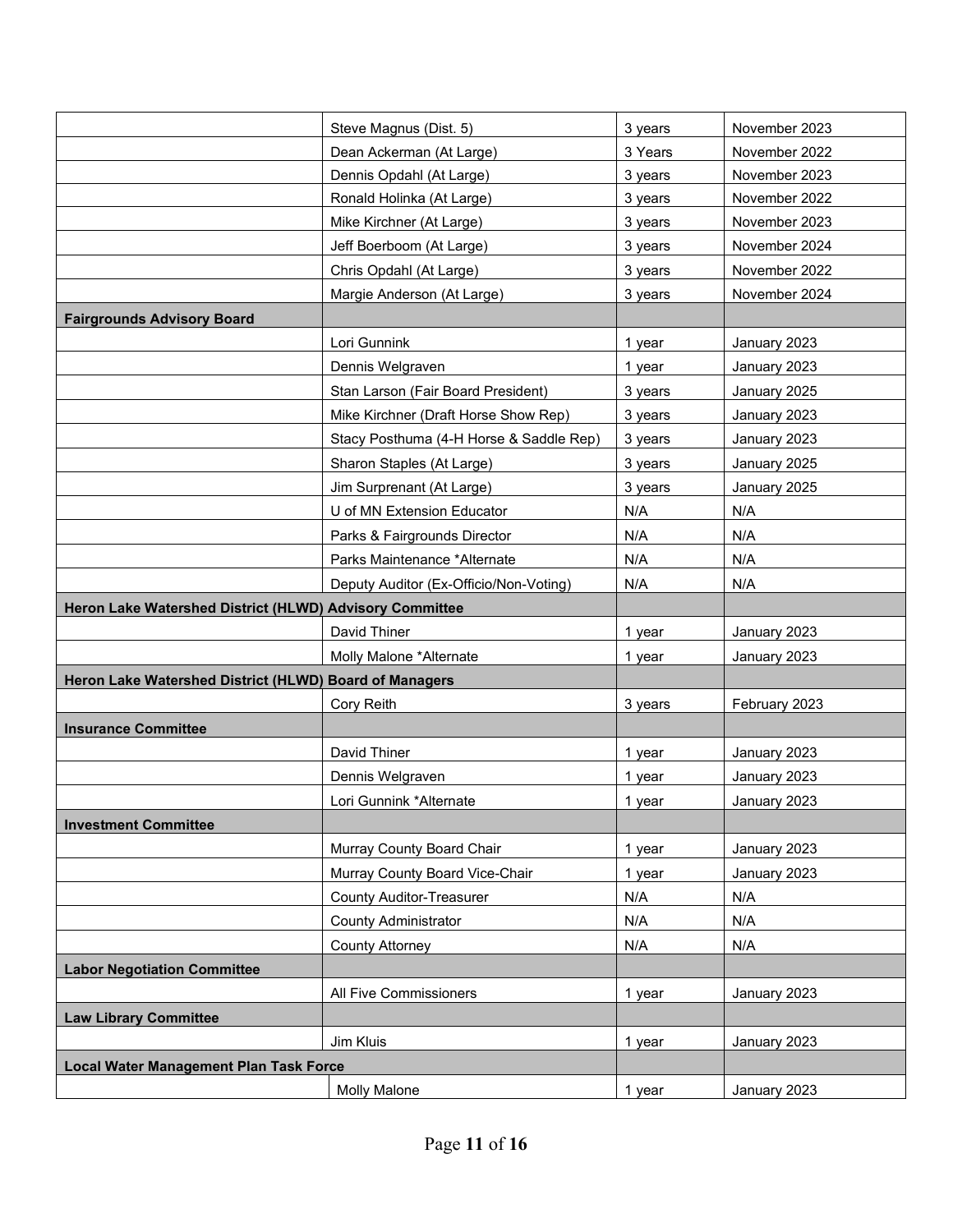| | | | |
|---|---|---|---|
| | Steve Magnus (Dist. 5) | 3 years | November 2023 |
| | Dean Ackerman (At Large) | 3 Years | November 2022 |
| | Dennis Opdahl (At Large) | 3 years | November 2023 |
| | Ronald Holinka (At Large) | 3 years | November 2022 |
| | Mike Kirchner (At Large) | 3 years | November 2023 |
| | Jeff Boerboom (At Large) | 3 years | November 2024 |
| | Chris Opdahl (At Large) | 3 years | November 2022 |
| | Margie Anderson (At Large) | 3 years | November 2024 |
| **Fairgrounds Advisory Board** | | | |
| | Lori Gunnink | 1 year | January 2023 |
| | Dennis Welgraven | 1 year | January 2023 |
| | Stan Larson (Fair Board President) | 3 years | January 2025 |
| | Mike Kirchner (Draft Horse Show Rep) | 3 years | January 2023 |
| | Stacy Posthuma (4-H Horse & Saddle Rep) | 3 years | January 2023 |
| | Sharon Staples (At Large) | 3 years | January 2025 |
| | Jim Surprenant (At Large) | 3 years | January 2025 |
| | U of MN Extension Educator | N/A | N/A |
| | Parks & Fairgrounds Director | N/A | N/A |
| | Parks Maintenance *Alternate | N/A | N/A |
| | Deputy Auditor (Ex-Officio/Non-Voting) | N/A | N/A |
| **Heron Lake Watershed District (HLWD) Advisory Committee** | | | |
| | David Thiner | 1 year | January 2023 |
| | Molly Malone *Alternate | 1 year | January 2023 |
| **Heron Lake Watershed District (HLWD) Board of Managers** | | | |
| | Cory Reith | 3 years | February 2023 |
| **Insurance Committee** | | | |
| | David Thiner | 1 year | January 2023 |
| | Dennis Welgraven | 1 year | January 2023 |
| | Lori Gunnink *Alternate | 1 year | January 2023 |
| **Investment Committee** | | | |
| | Murray County Board Chair | 1 year | January 2023 |
| | Murray County Board Vice-Chair | 1 year | January 2023 |
| | County Auditor-Treasurer | N/A | N/A |
| | County Administrator | N/A | N/A |
| | County Attorney | N/A | N/A |
| **Labor Negotiation Committee** | | | |
| | All Five Commissioners | 1 year | January 2023 |
| **Law Library Committee** | | | |
| | Jim Kluis | 1 year | January 2023 |
| **Local Water Management Plan Task Force** | | | |
| | Molly Malone | 1 year | January 2023 |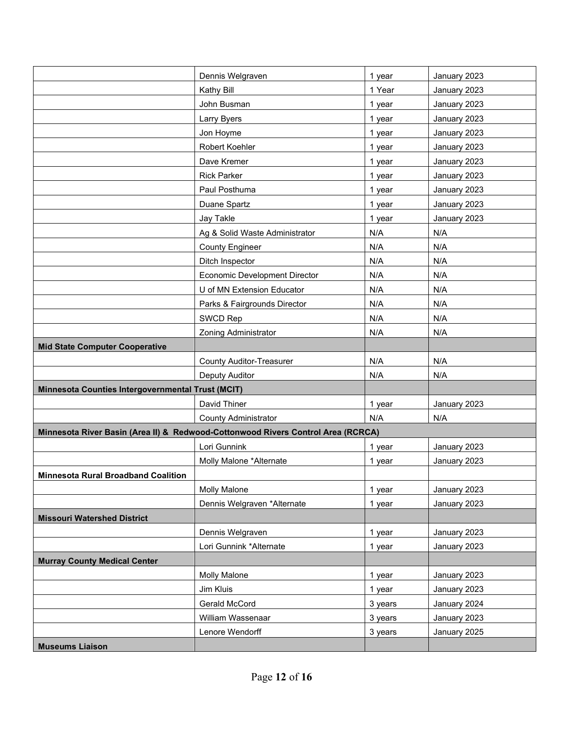| | | | |
|---|---|---|---|
| | Dennis Welgraven | 1 year | January 2023 |
| | Kathy Bill | 1 Year | January 2023 |
| | John Busman | 1 year | January 2023 |
| | Larry Byers | 1 year | January 2023 |
| | Jon Hoyme | 1 year | January 2023 |
| | Robert Koehler | 1 year | January 2023 |
| | Dave Kremer | 1 year | January 2023 |
| | Rick Parker | 1 year | January 2023 |
| | Paul Posthuma | 1 year | January 2023 |
| | Duane Spartz | 1 year | January 2023 |
| | Jay Takle | 1 year | January 2023 |
| | Ag & Solid Waste Administrator | N/A | N/A |
| | County Engineer | N/A | N/A |
| | Ditch Inspector | N/A | N/A |
| | Economic Development Director | N/A | N/A |
| | U of MN Extension Educator | N/A | N/A |
| | Parks & Fairgrounds Director | N/A | N/A |
| | SWCD Rep | N/A | N/A |
| | Zoning Administrator | N/A | N/A |
| **Mid State Computer Cooperative** | | | |
| | County Auditor-Treasurer | N/A | N/A |
| | Deputy Auditor | N/A | N/A |
| **Minnesota Counties Intergovernmental Trust (MCIT)** | | | |
| | David Thiner | 1 year | January 2023 |
| | County Administrator | N/A | N/A |
| **Minnesota River Basin (Area II) & Redwood-Cottonwood Rivers Control Area (RCRCA)** | | | |
| | Lori Gunnink | 1 year | January 2023 |
| | Molly Malone *Alternate | 1 year | January 2023 |
| **Minnesota Rural Broadband Coalition** | | | |
| | Molly Malone | 1 year | January 2023 |
| | Dennis Welgraven *Alternate | 1 year | January 2023 |
| **Missouri Watershed District** | | | |
| | Dennis Welgraven | 1 year | January 2023 |
| | Lori Gunnink *Alternate | 1 year | January 2023 |
| **Murray County Medical Center** | | | |
| | Molly Malone | 1 year | January 2023 |
| | Jim Kluis | 1 year | January 2023 |
| | Gerald McCord | 3 years | January 2024 |
| | William Wassenaar | 3 years | January 2023 |
| | Lenore Wendorff | 3 years | January 2025 |
| **Museums Liaison** | | | |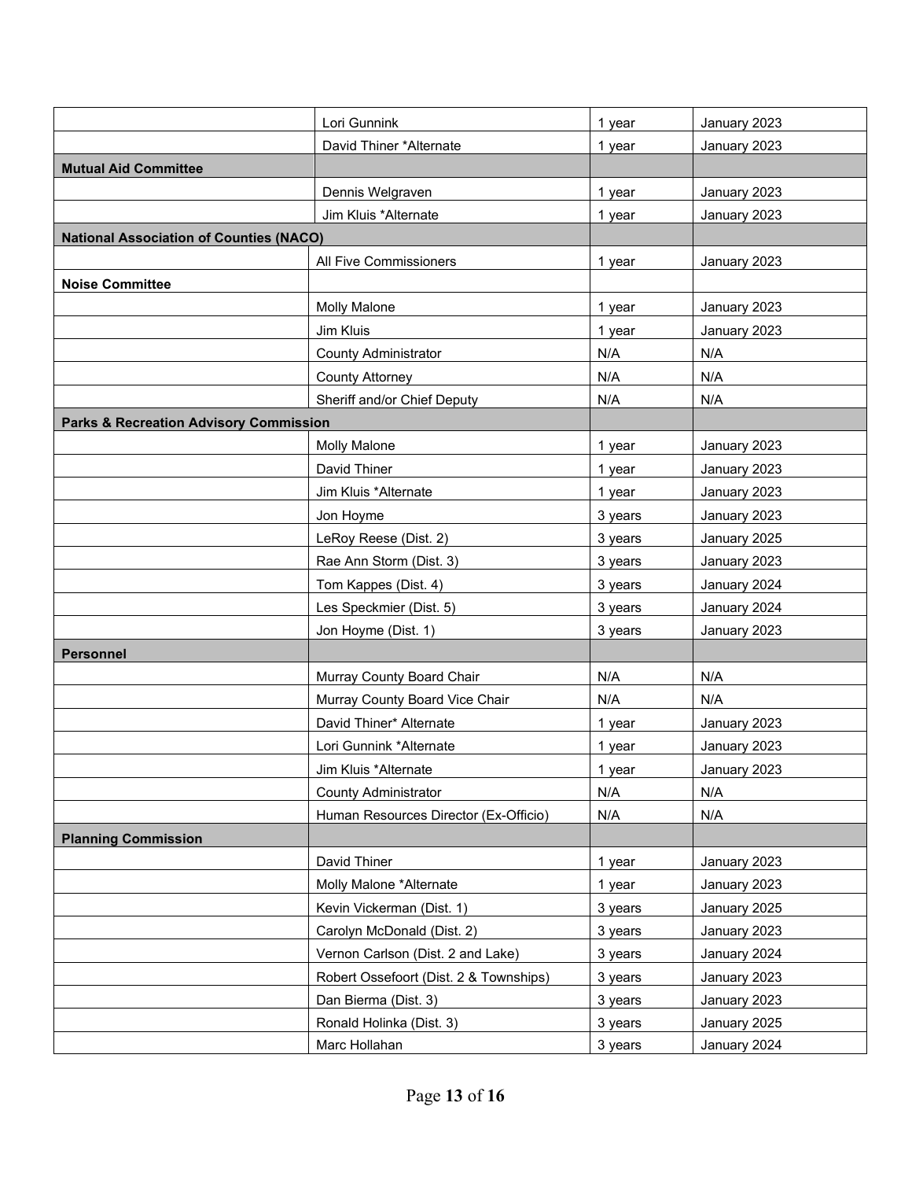| | | | |
|---|---|---|---|
| | Lori Gunnink | 1 year | January 2023 |
| | David Thiner *Alternate | 1 year | January 2023 |
| **Mutual Aid Committee** | | | |
| | Dennis Welgraven | 1 year | January 2023 |
| | Jim Kluis *Alternate | 1 year | January 2023 |
| **National Association of Counties (NACO)** | | | |
| | All Five Commissioners | 1 year | January 2023 |
| **Noise Committee** | | | |
| | Molly Malone | 1 year | January 2023 |
| | Jim Kluis | 1 year | January 2023 |
| | County Administrator | N/A | N/A |
| | County Attorney | N/A | N/A |
| | Sheriff and/or Chief Deputy | N/A | N/A |
| **Parks & Recreation Advisory Commission** | | | |
| | Molly Malone | 1 year | January 2023 |
| | David Thiner | 1 year | January 2023 |
| | Jim Kluis *Alternate | 1 year | January 2023 |
| | Jon Hoyme | 3 years | January 2023 |
| | LeRoy Reese (Dist. 2) | 3 years | January 2025 |
| | Rae Ann Storm (Dist. 3) | 3 years | January 2023 |
| | Tom Kappes (Dist. 4) | 3 years | January 2024 |
| | Les Speckmier (Dist. 5) | 3 years | January 2024 |
| | Jon Hoyme (Dist. 1) | 3 years | January 2023 |
| **Personnel** | | | |
| | Murray County Board Chair | N/A | N/A |
| | Murray County Board Vice Chair | N/A | N/A |
| | David Thiner* Alternate | 1 year | January 2023 |
| | Lori Gunnink *Alternate | 1 year | January 2023 |
| | Jim Kluis *Alternate | 1 year | January 2023 |
| | County Administrator | N/A | N/A |
| | Human Resources Director (Ex-Officio) | N/A | N/A |
| **Planning Commission** | | | |
| | David Thiner | 1 year | January 2023 |
| | Molly Malone *Alternate | 1 year | January 2023 |
| | Kevin Vickerman (Dist. 1) | 3 years | January 2025 |
| | Carolyn McDonald (Dist. 2) | 3 years | January 2023 |
| | Vernon Carlson (Dist. 2 and Lake) | 3 years | January 2024 |
| | Robert Ossefoort (Dist. 2 & Townships) | 3 years | January 2023 |
| | Dan Bierma (Dist. 3) | 3 years | January 2023 |
| | Ronald Holinka (Dist. 3) | 3 years | January 2025 |
| | Marc Hollahan | 3 years | January 2024 |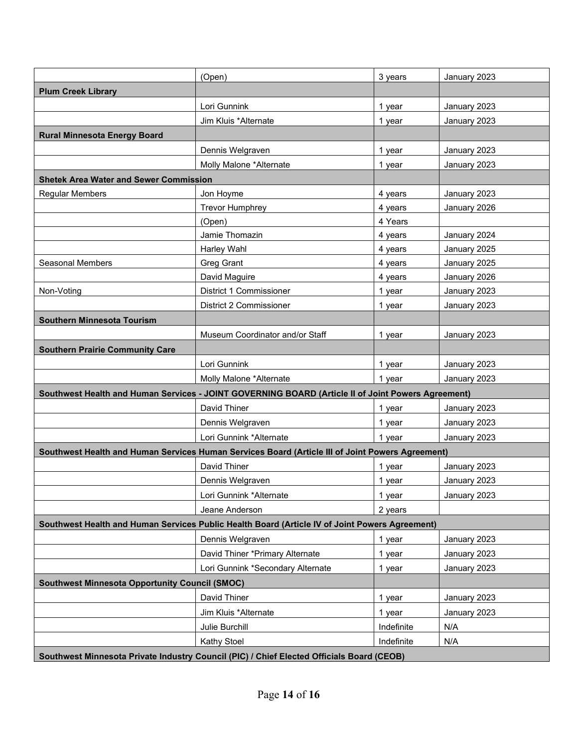| | | | |
|---|---|---|---|
| | (Open) | 3 years | January 2023 |
| **Plum Creek Library** | | | |
| | Lori Gunnink | 1 year | January 2023 |
| | Jim Kluis *Alternate | 1 year | January 2023 |
| **Rural Minnesota Energy Board** | | | |
| | Dennis Welgraven | 1 year | January 2023 |
| | Molly Malone *Alternate | 1 year | January 2023 |
| **Shetek Area Water and Sewer Commission** | | | |
| Regular Members | Jon Hoyme | 4 years | January 2023 |
| | Trevor Humphrey | 4 years | January 2026 |
| | (Open) | 4 Years | |
| | Jamie Thomazin | 4 years | January 2024 |
| | Harley Wahl | 4 years | January 2025 |
| Seasonal Members | Greg Grant | 4 years | January 2025 |
| | David Maguire | 4 years | January 2026 |
| Non-Voting | District 1 Commissioner | 1 year | January 2023 |
| | District 2 Commissioner | 1 year | January 2023 |
| **Southern Minnesota Tourism** | | | |
| | Museum Coordinator and/or Staff | 1 year | January 2023 |
| **Southern Prairie Community Care** | | | |
| | Lori Gunnink | 1 year | January 2023 |
| | Molly Malone *Alternate | 1 year | January 2023 |
| **Southwest Health and Human Services - JOINT GOVERNING BOARD (Article II of Joint Powers Agreement)** | | | |
| | David Thiner | 1 year | January 2023 |
| | Dennis Welgraven | 1 year | January 2023 |
| | Lori Gunnink *Alternate | 1 year | January 2023 |
| **Southwest Health and Human Services Human Services Board (Article III of Joint Powers Agreement)** | | | |
| | David Thiner | 1 year | January 2023 |
| | Dennis Welgraven | 1 year | January 2023 |
| | Lori Gunnink *Alternate | 1 year | January 2023 |
| | Jeane Anderson | 2 years | |
| **Southwest Health and Human Services Public Health Board (Article IV of Joint Powers Agreement)** | | | |
| | Dennis Welgraven | 1 year | January 2023 |
| | David Thiner *Primary Alternate | 1 year | January 2023 |
| | Lori Gunnink *Secondary Alternate | 1 year | January 2023 |
| **Southwest Minnesota Opportunity Council (SMOC)** | | | |
| | David Thiner | 1 year | January 2023 |
| | Jim Kluis *Alternate | 1 year | January 2023 |
| | Julie Burchill | Indefinite | N/A |
| | Kathy Stoel | Indefinite | N/A |
| **Southwest Minnesota Private Industry Council (PIC) / Chief Elected Officials Board (CEOB)** | | | |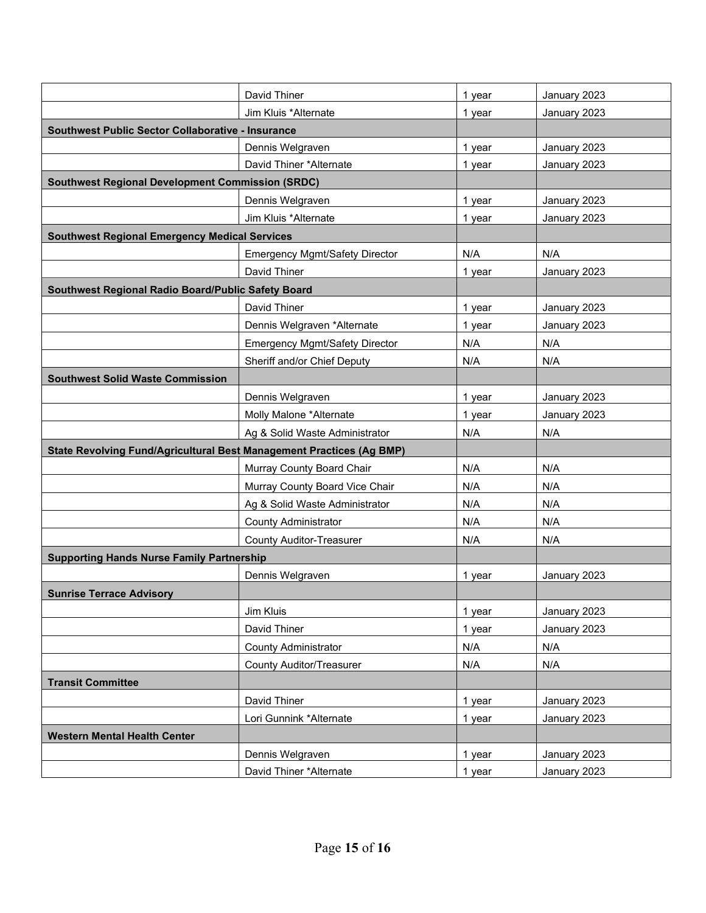| | | | |
|---|---|---|---|
| | David Thiner | 1 year | January 2023 |
| | Jim Kluis *Alternate | 1 year | January 2023 |
| **Southwest Public Sector Collaborative - Insurance** | | | |
| | Dennis Welgraven | 1 year | January 2023 |
| | David Thiner *Alternate | 1 year | January 2023 |
| **Southwest Regional Development Commission (SRDC)** | | | |
| | Dennis Welgraven | 1 year | January 2023 |
| | Jim Kluis *Alternate | 1 year | January 2023 |
| **Southwest Regional Emergency Medical Services** | | | |
| | Emergency Mgmt/Safety Director | N/A | N/A |
| | David Thiner | 1 year | January 2023 |
| **Southwest Regional Radio Board/Public Safety Board** | | | |
| | David Thiner | 1 year | January 2023 |
| | Dennis Welgraven *Alternate | 1 year | January 2023 |
| | Emergency Mgmt/Safety Director | N/A | N/A |
| | Sheriff and/or Chief Deputy | N/A | N/A |
| **Southwest Solid Waste Commission** | | | |
| | Dennis Welgraven | 1 year | January 2023 |
| | Molly Malone *Alternate | 1 year | January 2023 |
| | Ag & Solid Waste Administrator | N/A | N/A |
| **State Revolving Fund/Agricultural Best Management Practices (Ag BMP)** | | | |
| | Murray County Board Chair | N/A | N/A |
| | Murray County Board Vice Chair | N/A | N/A |
| | Ag & Solid Waste Administrator | N/A | N/A |
| | County Administrator | N/A | N/A |
| | County Auditor-Treasurer | N/A | N/A |
| **Supporting Hands Nurse Family Partnership** | | | |
| | Dennis Welgraven | 1 year | January 2023 |
| **Sunrise Terrace Advisory** | | | |
| | Jim Kluis | 1 year | January 2023 |
| | David Thiner | 1 year | January 2023 |
| | County Administrator | N/A | N/A |
| | County Auditor/Treasurer | N/A | N/A |
| **Transit Committee** | | | |
| | David Thiner | 1 year | January 2023 |
| | Lori Gunnink *Alternate | 1 year | January 2023 |
| **Western Mental Health Center** | | | |
| | Dennis Welgraven | 1 year | January 2023 |
| | David Thiner *Alternate | 1 year | January 2023 |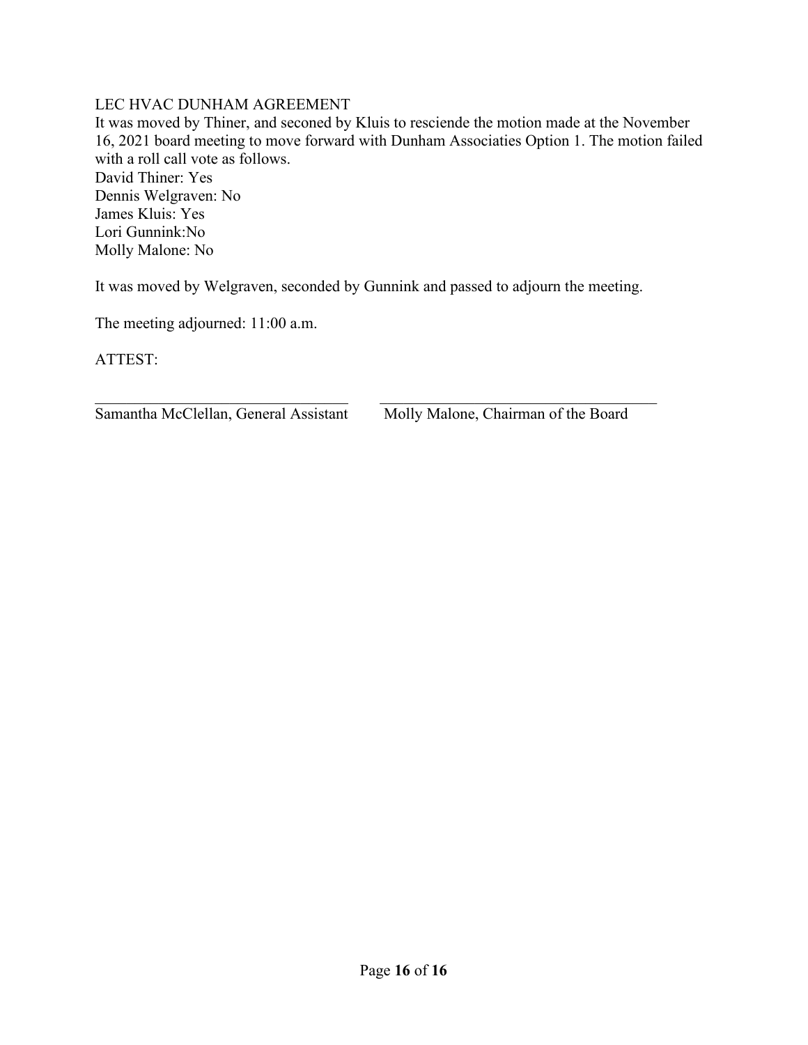LEC HVAC DUNHAM AGREEMENT

It was moved by Thiner, and seconed by Kluis to resciende the motion made at the November 16, 2021 board meeting to move forward with Dunham Associaties Option 1. The motion failed with a roll call vote as follows.

David Thiner: Yes
Dennis Welgraven: No
James Kluis: Yes
Lori Gunnink:No
Molly Malone: No

It was moved by Welgraven, seconded by Gunnink and passed to adjourn the meeting.

The meeting adjourned: 11:00 a.m.

ATTEST:

\_\_\_\_\_\_\_\_\_\_\_\_\_\_\_\_\_\_\_\_\_\_\_\_\_\_\_\_\_\_\_\_
Samantha McClellan, General Assistant

\_\_\_\_\_\_\_\_\_\_\_\_\_\_\_\_\_\_\_\_\_\_\_\_\_\_\_\_\_\_\_\_
Molly Malone, Chairman of the Board